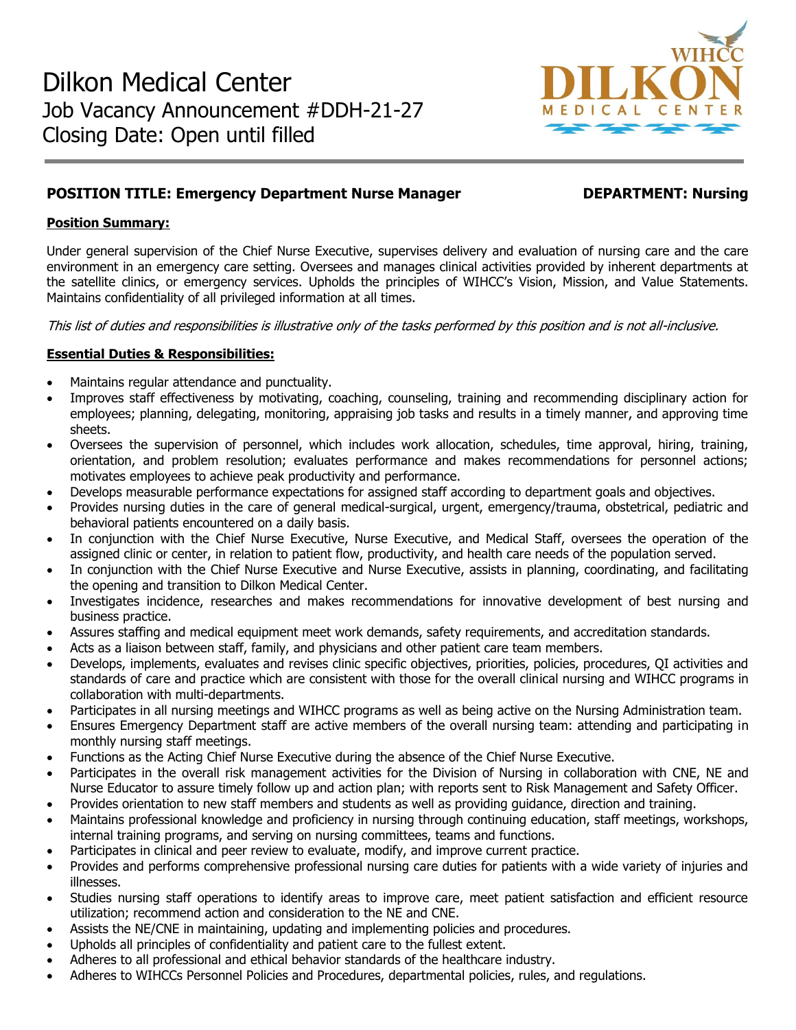# Dilkon Medical Center

Job Vacancy Announcement #DDH-21-27

Closing Date: Open until filled

**POSITION TITLE: Emergency Department Nurse Manager** **DEPARTMENT: Nursing**

**Position Summary:**

Under general supervision of the Chief Nurse Executive, supervises delivery and evaluation of nursing care and the care environment in an emergency care setting. Oversees and manages clinical activities provided by inherent departments at the satellite clinics, or emergency services. Upholds the principles of WIHCC's Vision, Mission, and Value Statements. Maintains confidentiality of all privileged information at all times.

*This list of duties and responsibilities is illustrative only of the tasks performed by this position and is not all-inclusive.*

**Essential Duties & Responsibilities:**

- Maintains regular attendance and punctuality.
- Improves staff effectiveness by motivating, coaching, counseling, training and recommending disciplinary action for employees; planning, delegating, monitoring, appraising job tasks and results in a timely manner, and approving time sheets.
- Oversees the supervision of personnel, which includes work allocation, schedules, time approval, hiring, training, orientation, and problem resolution; evaluates performance and makes recommendations for personnel actions; motivates employees to achieve peak productivity and performance.
- Develops measurable performance expectations for assigned staff according to department goals and objectives.
- Provides nursing duties in the care of general medical-surgical, urgent, emergency/trauma, obstetrical, pediatric and behavioral patients encountered on a daily basis.
- In conjunction with the Chief Nurse Executive, Nurse Executive, and Medical Staff, oversees the operation of the assigned clinic or center, in relation to patient flow, productivity, and health care needs of the population served.
- In conjunction with the Chief Nurse Executive and Nurse Executive, assists in planning, coordinating, and facilitating the opening and transition to Dilkon Medical Center.
- Investigates incidence, researches and makes recommendations for innovative development of best nursing and business practice.
- Assures staffing and medical equipment meet work demands, safety requirements, and accreditation standards.
- Acts as a liaison between staff, family, and physicians and other patient care team members.
- Develops, implements, evaluates and revises clinic specific objectives, priorities, policies, procedures, QI activities and standards of care and practice which are consistent with those for the overall clinical nursing and WIHCC programs in collaboration with multi-departments.
- Participates in all nursing meetings and WIHCC programs as well as being active on the Nursing Administration team.
- Ensures Emergency Department staff are active members of the overall nursing team: attending and participating in monthly nursing staff meetings.
- Functions as the Acting Chief Nurse Executive during the absence of the Chief Nurse Executive.
- Participates in the overall risk management activities for the Division of Nursing in collaboration with CNE, NE and Nurse Educator to assure timely follow up and action plan; with reports sent to Risk Management and Safety Officer.
- Provides orientation to new staff members and students as well as providing guidance, direction and training.
- Maintains professional knowledge and proficiency in nursing through continuing education, staff meetings, workshops, internal training programs, and serving on nursing committees, teams and functions.
- Participates in clinical and peer review to evaluate, modify, and improve current practice.
- Provides and performs comprehensive professional nursing care duties for patients with a wide variety of injuries and illnesses.
- Studies nursing staff operations to identify areas to improve care, meet patient satisfaction and efficient resource utilization; recommend action and consideration to the NE and CNE.
- Assists the NE/CNE in maintaining, updating and implementing policies and procedures.
- Upholds all principles of confidentiality and patient care to the fullest extent.
- Adheres to all professional and ethical behavior standards of the healthcare industry.
- Adheres to WIHCCs Personnel Policies and Procedures, departmental policies, rules, and regulations.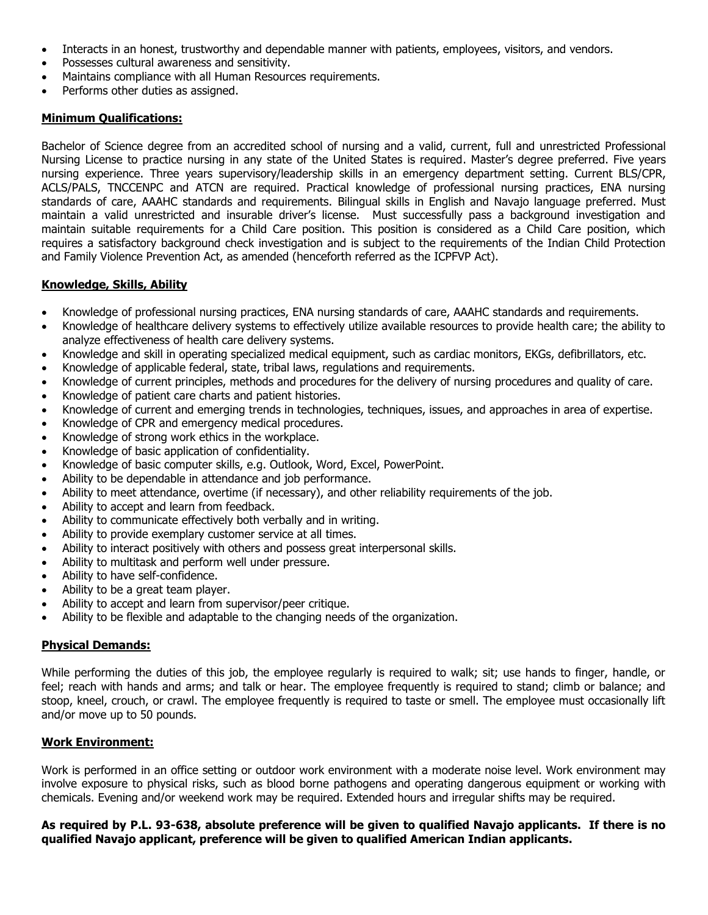- Interacts in an honest, trustworthy and dependable manner with patients, employees, visitors, and vendors.
- Possesses cultural awareness and sensitivity.
- Maintains compliance with all Human Resources requirements.
- Performs other duties as assigned.

## Minimum Qualifications:

Bachelor of Science degree from an accredited school of nursing and a valid, current, full and unrestricted Professional Nursing License to practice nursing in any state of the United States is required. Master's degree preferred. Five years nursing experience. Three years supervisory/leadership skills in an emergency department setting. Current BLS/CPR, ACLS/PALS, TNCCENPC and ATCN are required. Practical knowledge of professional nursing practices, ENA nursing standards of care, AAAHC standards and requirements. Bilingual skills in English and Navajo language preferred. Must maintain a valid unrestricted and insurable driver's license. Must successfully pass a background investigation and maintain suitable requirements for a Child Care position. This position is considered as a Child Care position, which requires a satisfactory background check investigation and is subject to the requirements of the Indian Child Protection and Family Violence Prevention Act, as amended (henceforth referred as the ICPFVP Act).

## Knowledge, Skills, Ability

- Knowledge of professional nursing practices, ENA nursing standards of care, AAAHC standards and requirements.
- Knowledge of healthcare delivery systems to effectively utilize available resources to provide health care; the ability to analyze effectiveness of health care delivery systems.
- Knowledge and skill in operating specialized medical equipment, such as cardiac monitors, EKGs, defibrillators, etc.
- Knowledge of applicable federal, state, tribal laws, regulations and requirements.
- Knowledge of current principles, methods and procedures for the delivery of nursing procedures and quality of care.
- Knowledge of patient care charts and patient histories.
- Knowledge of current and emerging trends in technologies, techniques, issues, and approaches in area of expertise.
- Knowledge of CPR and emergency medical procedures.
- Knowledge of strong work ethics in the workplace.
- Knowledge of basic application of confidentiality.
- Knowledge of basic computer skills, e.g. Outlook, Word, Excel, PowerPoint.
- Ability to be dependable in attendance and job performance.
- Ability to meet attendance, overtime (if necessary), and other reliability requirements of the job.
- Ability to accept and learn from feedback.
- Ability to communicate effectively both verbally and in writing.
- Ability to provide exemplary customer service at all times.
- Ability to interact positively with others and possess great interpersonal skills.
- Ability to multitask and perform well under pressure.
- Ability to have self-confidence.
- Ability to be a great team player.
- Ability to accept and learn from supervisor/peer critique.
- Ability to be flexible and adaptable to the changing needs of the organization.

## Physical Demands:

While performing the duties of this job, the employee regularly is required to walk; sit; use hands to finger, handle, or feel; reach with hands and arms; and talk or hear. The employee frequently is required to stand; climb or balance; and stoop, kneel, crouch, or crawl. The employee frequently is required to taste or smell. The employee must occasionally lift and/or move up to 50 pounds.

## Work Environment:

Work is performed in an office setting or outdoor work environment with a moderate noise level. Work environment may involve exposure to physical risks, such as blood borne pathogens and operating dangerous equipment or working with chemicals. Evening and/or weekend work may be required. Extended hours and irregular shifts may be required.

**As required by P.L. 93-638, absolute preference will be given to qualified Navajo applicants. If there is no qualified Navajo applicant, preference will be given to qualified American Indian applicants.**